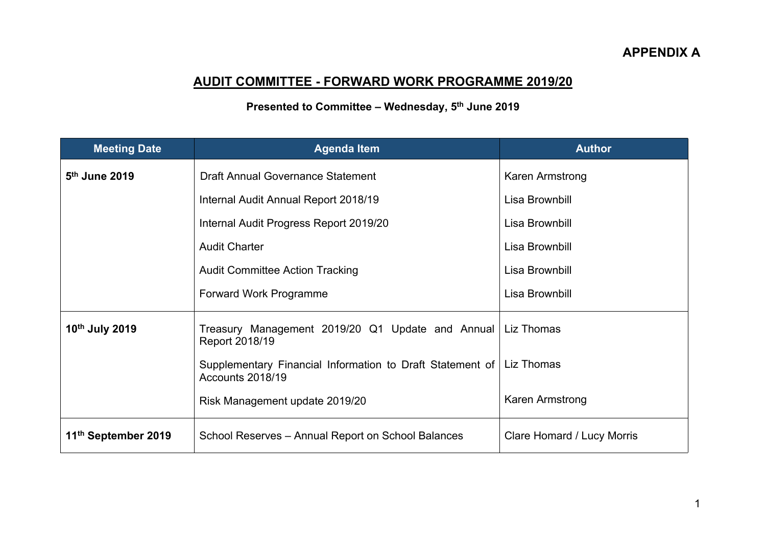**APPENDIX A**

# AUDIT COMMITTEE - FORWARD WORK PROGRAMME 2019/20

**Presented to Committee – Wednesday, 5th June 2019**

| Meeting Date | Agenda Item | Author |
|---|---|---|
| **5th June 2019** | Draft Annual Governance Statement | Karen Armstrong |
| | Internal Audit Annual Report 2018/19 | Lisa Brownbill |
| | Internal Audit Progress Report 2019/20 | Lisa Brownbill |
| | Audit Charter | Lisa Brownbill |
| | Audit Committee Action Tracking | Lisa Brownbill |
| | Forward Work Programme | Lisa Brownbill |
| **10th July 2019** | Treasury Management 2019/20 Q1 Update and Annual Report 2018/19 | Liz Thomas |
| | Supplementary Financial Information to Draft Statement of Accounts 2018/19 | Liz Thomas |
| | Risk Management update 2019/20 | Karen Armstrong |
| **11th September 2019** | School Reserves – Annual Report on School Balances | Clare Homard / Lucy Morris |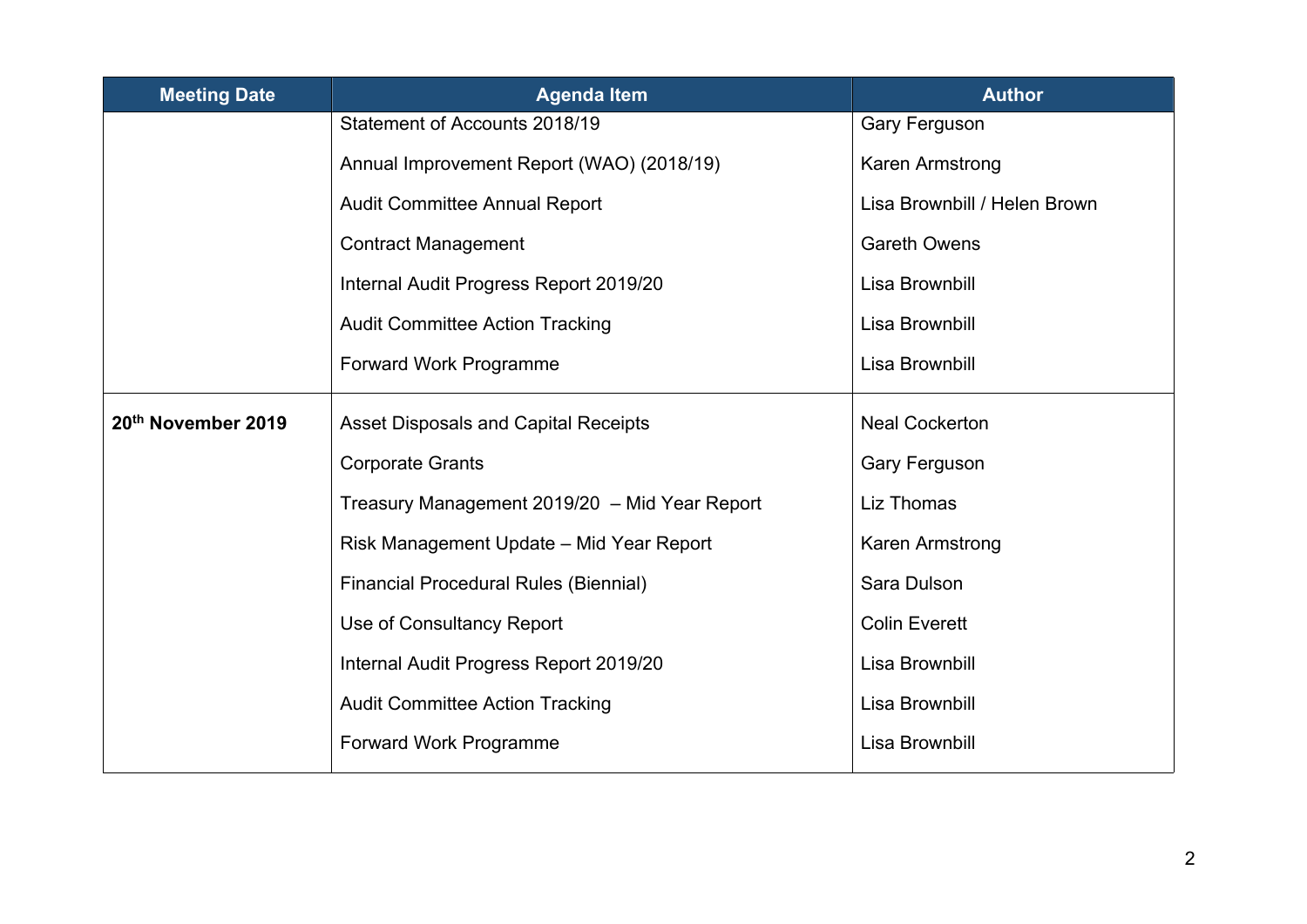| Meeting Date | Agenda Item | Author |
| --- | --- | --- |
| | Statement of Accounts 2018/19 | Gary Ferguson |
| | Annual Improvement Report (WAO) (2018/19) | Karen Armstrong |
| | Audit Committee Annual Report | Lisa Brownbill / Helen Brown |
| | Contract Management | Gareth Owens |
| | Internal Audit Progress Report 2019/20 | Lisa Brownbill |
| | Audit Committee Action Tracking | Lisa Brownbill |
| | Forward Work Programme | Lisa Brownbill |
| **20th November 2019** | Asset Disposals and Capital Receipts | Neal Cockerton |
| | Corporate Grants | Gary Ferguson |
| | Treasury Management 2019/20 – Mid Year Report | Liz Thomas |
| | Risk Management Update – Mid Year Report | Karen Armstrong |
| | Financial Procedural Rules (Biennial) | Sara Dulson |
| | Use of Consultancy Report | Colin Everett |
| | Internal Audit Progress Report 2019/20 | Lisa Brownbill |
| | Audit Committee Action Tracking | Lisa Brownbill |
| | Forward Work Programme | Lisa Brownbill |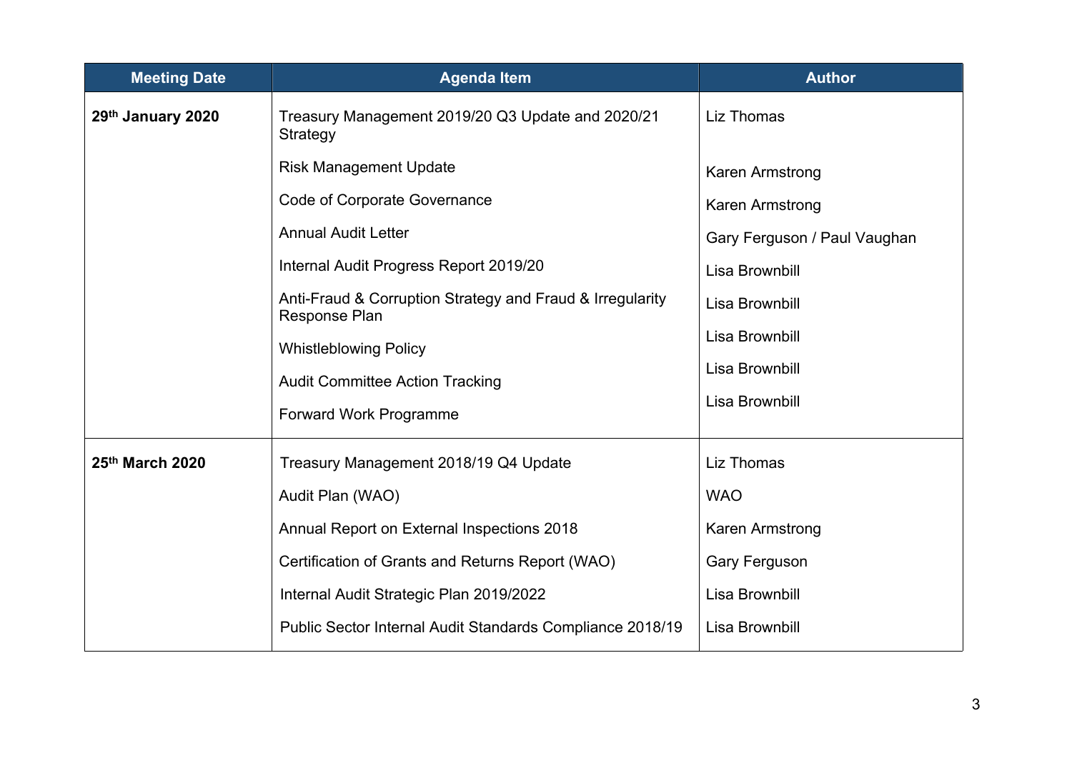| Meeting Date | Agenda Item | Author |
|---|---|---|
| **29th January 2020** | Treasury Management 2019/20 Q3 Update and 2020/21 Strategy | Liz Thomas |
| | Risk Management Update | Karen Armstrong |
| | Code of Corporate Governance | Karen Armstrong |
| | Annual Audit Letter | Gary Ferguson / Paul Vaughan |
| | Internal Audit Progress Report 2019/20 | Lisa Brownbill |
| | Anti-Fraud & Corruption Strategy and Fraud & Irregularity Response Plan | Lisa Brownbill |
| | Whistleblowing Policy | Lisa Brownbill |
| | Audit Committee Action Tracking | Lisa Brownbill |
| | Forward Work Programme | Lisa Brownbill |
| **25th March 2020** | Treasury Management 2018/19 Q4 Update | Liz Thomas |
| | Audit Plan (WAO) | WAO |
| | Annual Report on External Inspections 2018 | Karen Armstrong |
| | Certification of Grants and Returns Report (WAO) | Gary Ferguson |
| | Internal Audit Strategic Plan 2019/2022 | Lisa Brownbill |
| | Public Sector Internal Audit Standards Compliance 2018/19 | Lisa Brownbill |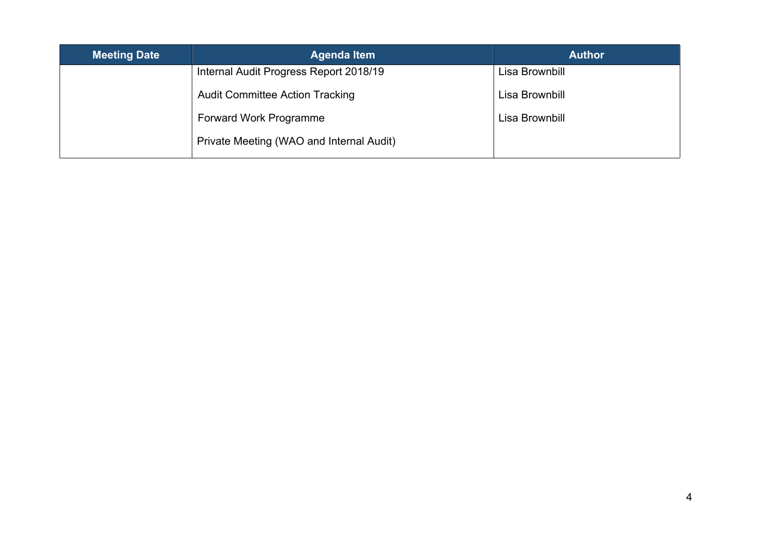| Meeting Date | Agenda Item | Author |
|---|---|---|
| | Internal Audit Progress Report 2018/19 | Lisa Brownbill |
| | Audit Committee Action Tracking | Lisa Brownbill |
| | Forward Work Programme | Lisa Brownbill |
| | Private Meeting (WAO and Internal Audit) | |